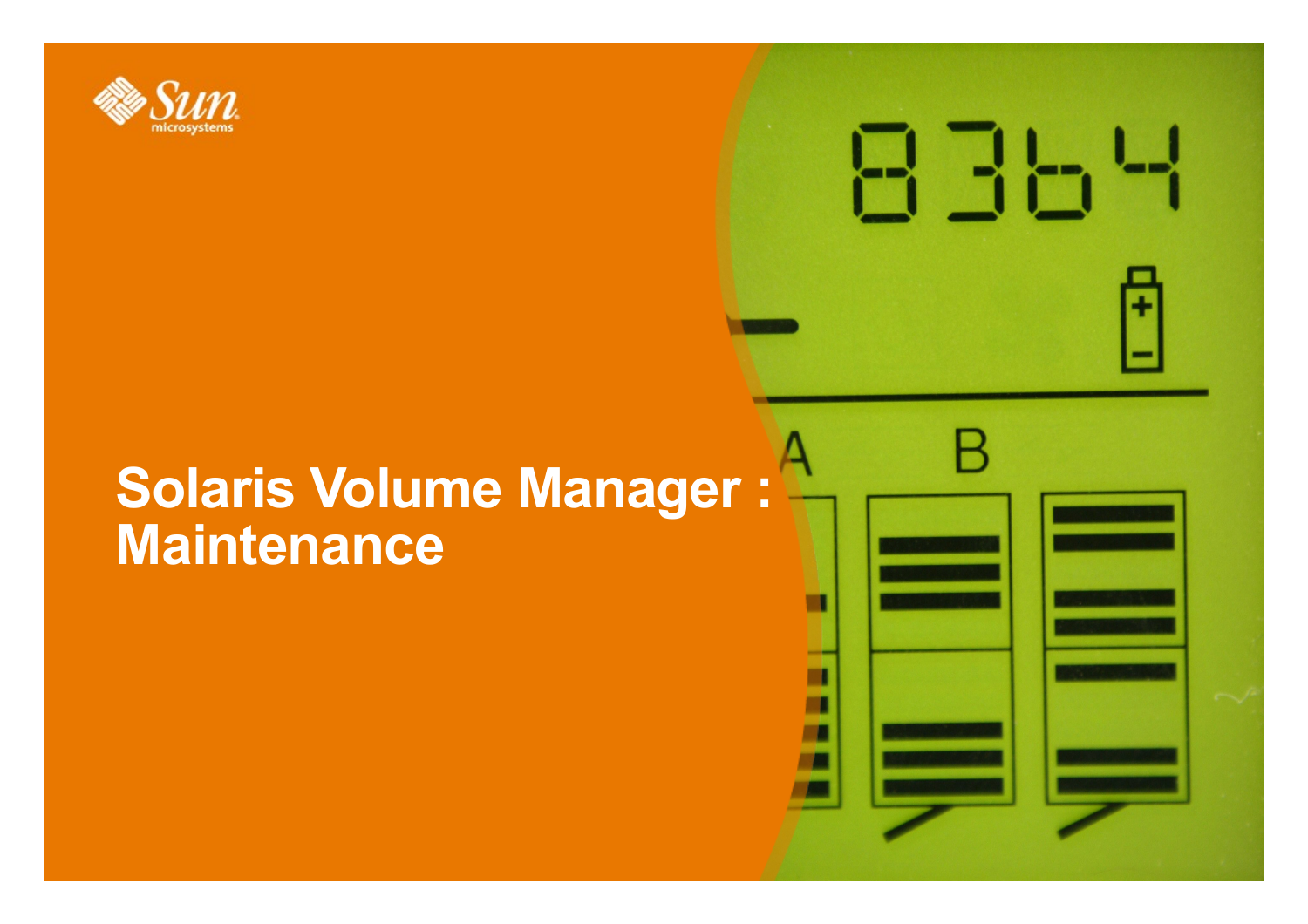# Solaris Volume Manager : Maintenance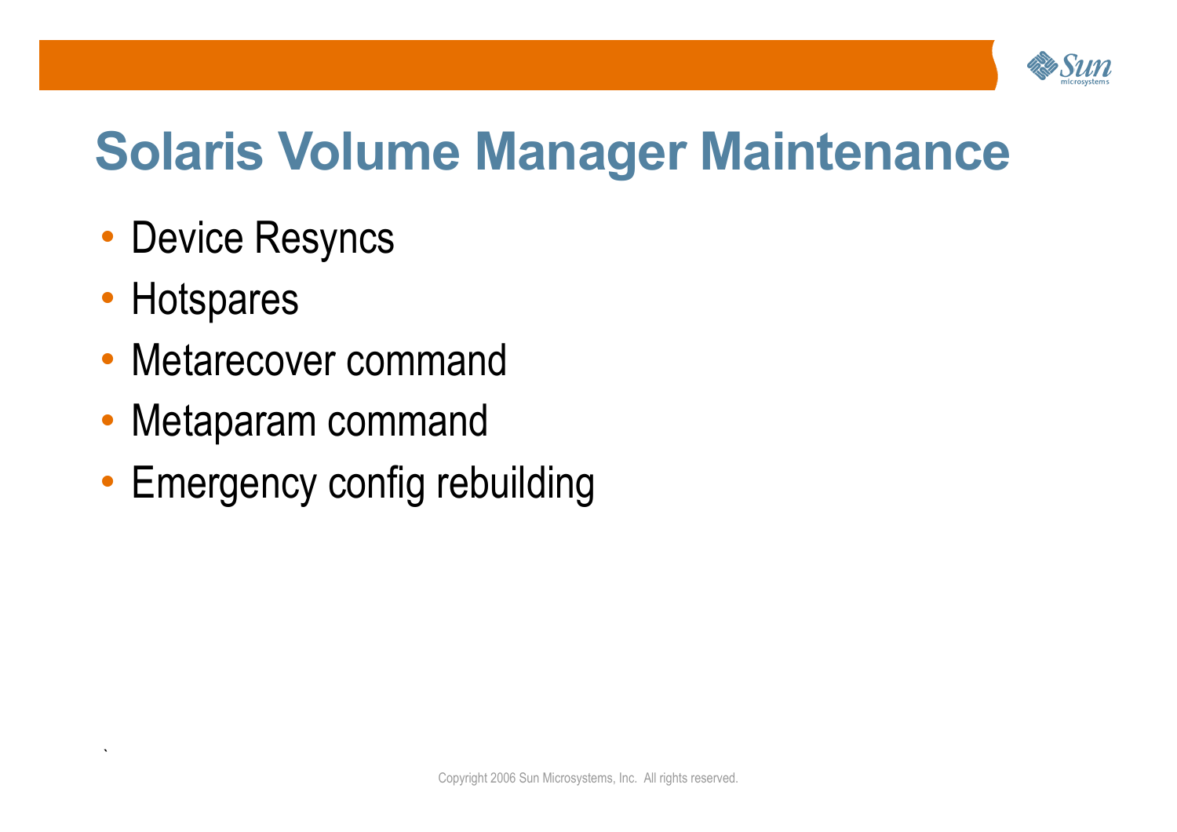# Solaris Volume Manager Maintenance

- Device Resyncs
- Hotspares
- Metarecover command
- Metaparam command
- Emergency config rebuilding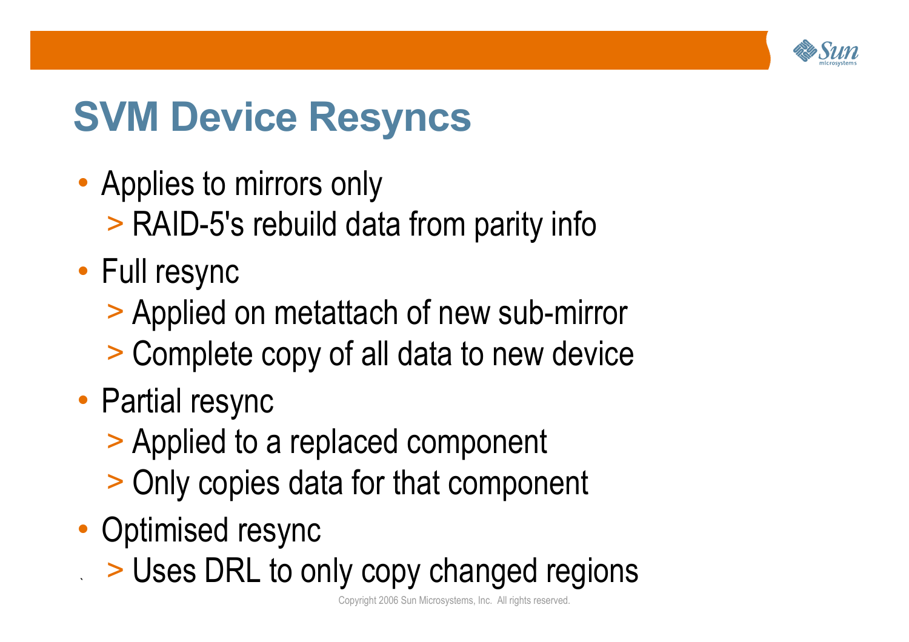# SVM Device Resyncs

- Applies to mirrors only
  - > RAID-5's rebuild data from parity info
- Full resync
  - > Applied on metattach of new sub-mirror
  - > Complete copy of all data to new device
- Partial resync
  - > Applied to a replaced component
  - > Only copies data for that component
- Optimised resync
  - > Uses DRL to only copy changed regions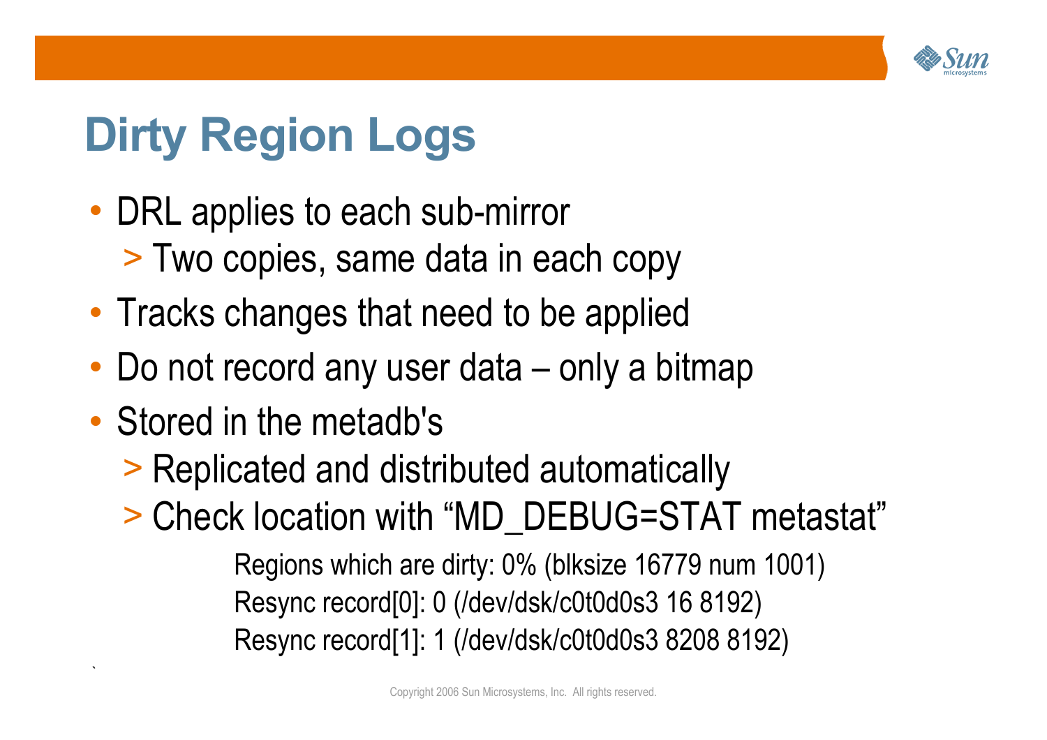# Dirty Region Logs

- DRL applies to each sub-mirror
  - Two copies, same data in each copy
- Tracks changes that need to be applied
- Do not record any user data – only a bitmap
- Stored in the metadb's
  - Replicated and distributed automatically
  - Check location with “MD_DEBUG=STAT metastat”

```
Regions which are dirty: 0% (blksize 16779 num 1001)
Resync record[0]: 0 (/dev/dsk/c0t0d0s3 16 8192)
Resync record[1]: 1 (/dev/dsk/c0t0d0s3 8208 8192)
```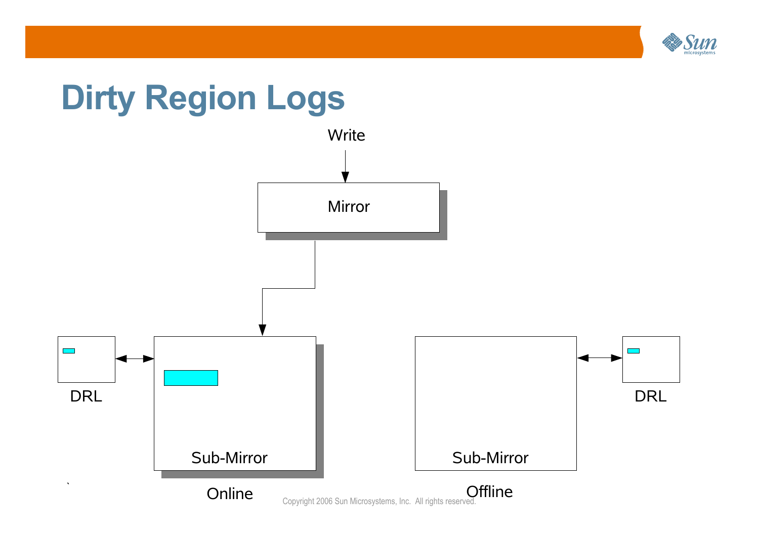# Dirty Region Logs

Write

Mirror

DRL

Sub-Mirror

Online

Sub-Mirror

Offline

DRL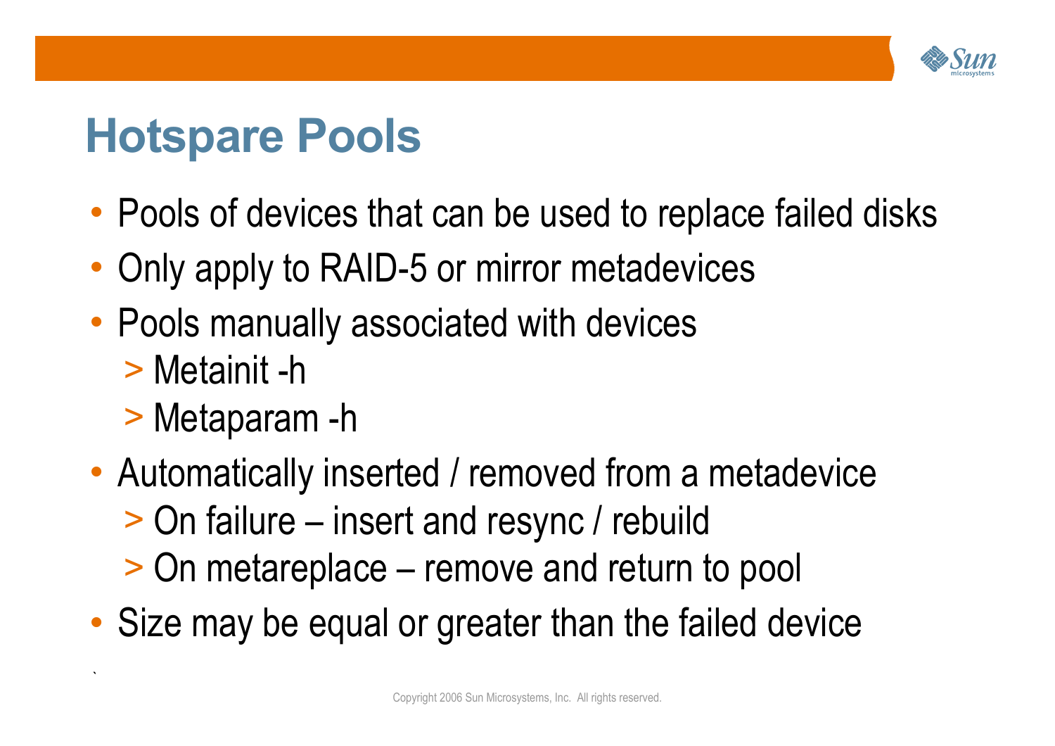# Hotspare Pools

- Pools of devices that can be used to replace failed disks
- Only apply to RAID-5 or mirror metadevices
- Pools manually associated with devices
  - Metainit -h
  - Metaparam -h
- Automatically inserted / removed from a metadevice
  - On failure – insert and resync / rebuild
  - On metareplace – remove and return to pool
- Size may be equal or greater than the failed device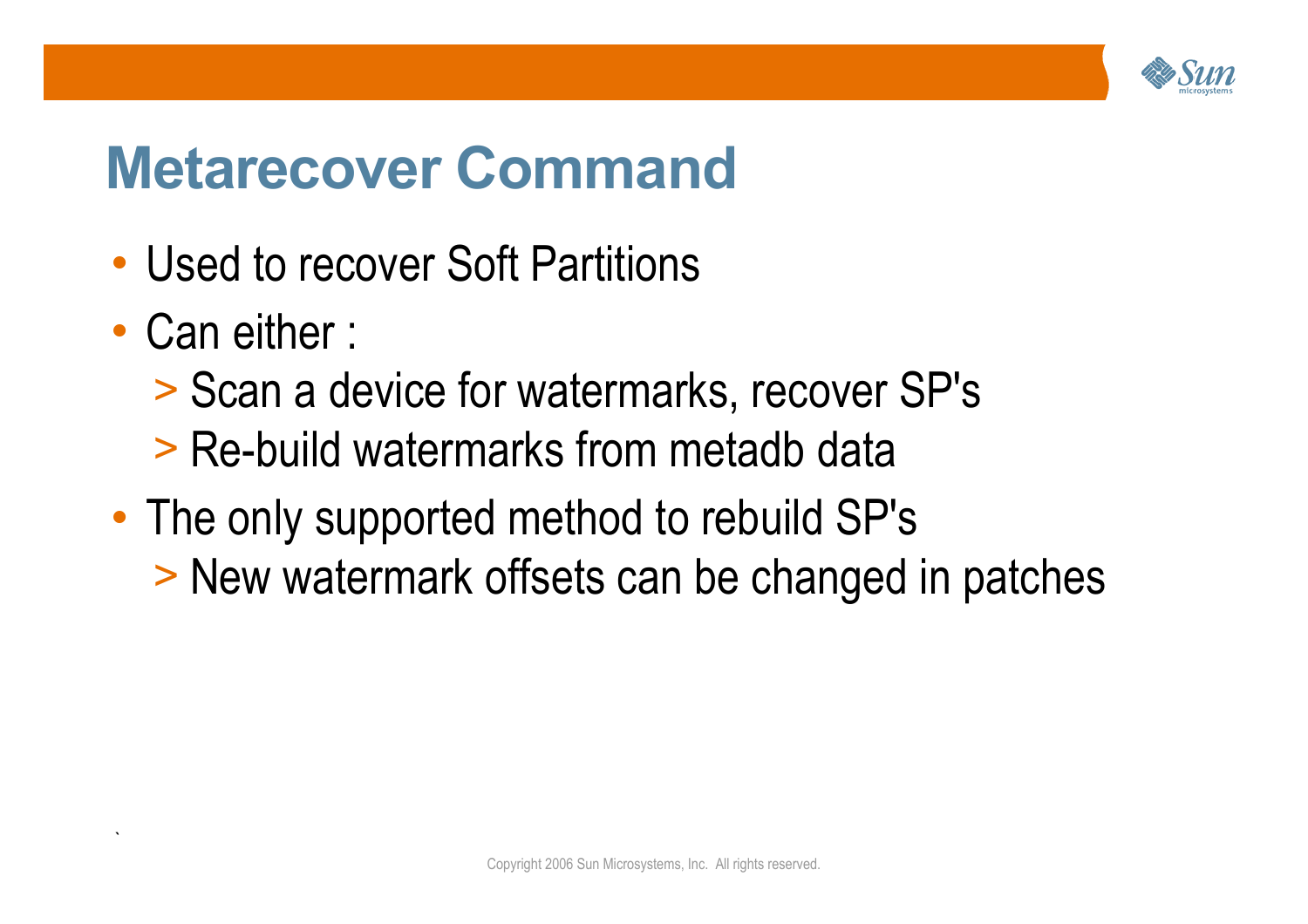# Metarecover Command

- Used to recover Soft Partitions
- Can either :
  - Scan a device for watermarks, recover SP's
  - Re-build watermarks from metadb data
- The only supported method to rebuild SP's
  - New watermark offsets can be changed in patches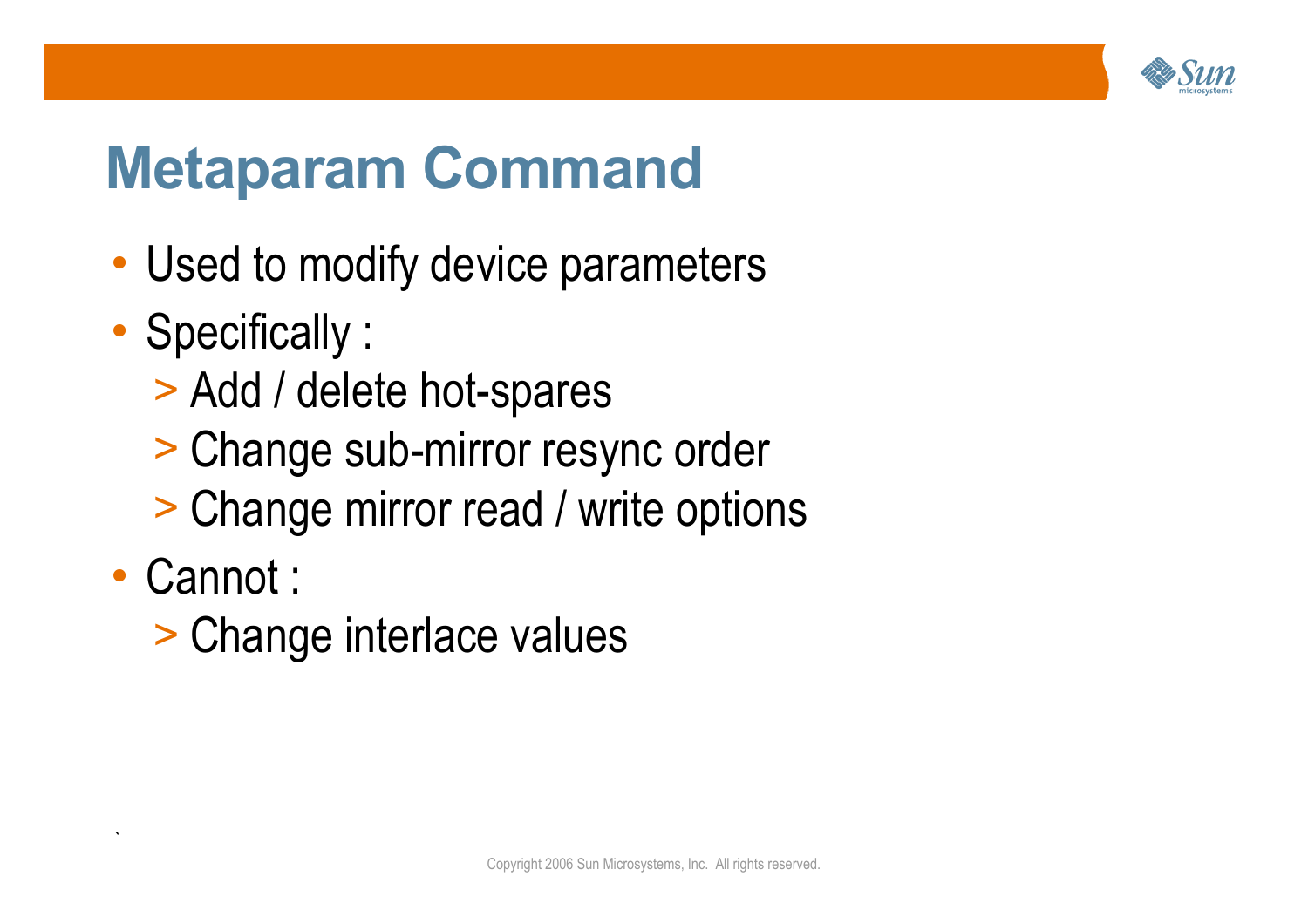# Metaparam Command

- Used to modify device parameters
- Specifically :
  - Add / delete hot-spares
  - Change sub-mirror resync order
  - Change mirror read / write options
- Cannot :
  - Change interlace values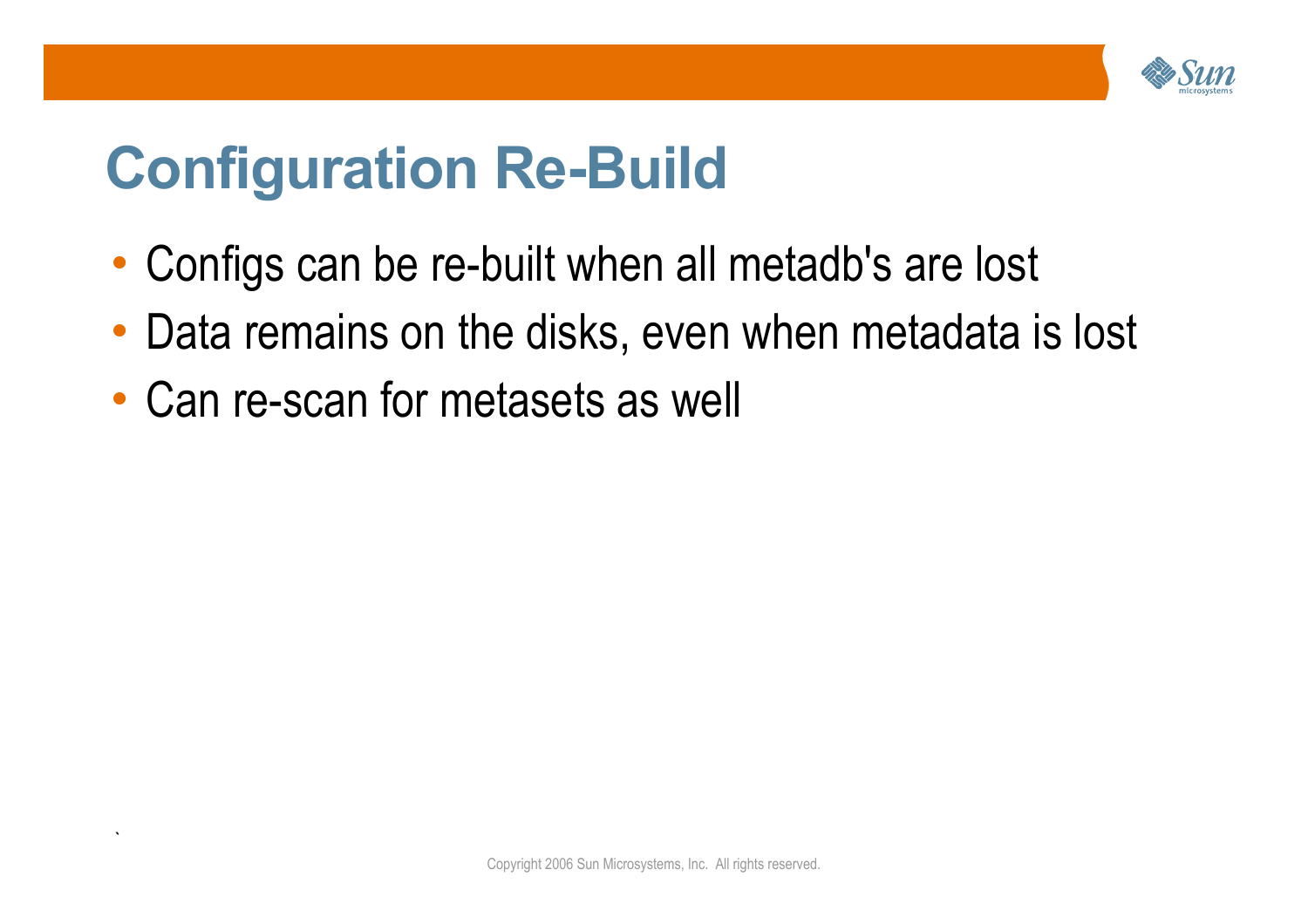# Configuration Re-Build

- Configs can be re-built when all metadb's are lost
- Data remains on the disks, even when metadata is lost
- Can re-scan for metasets as well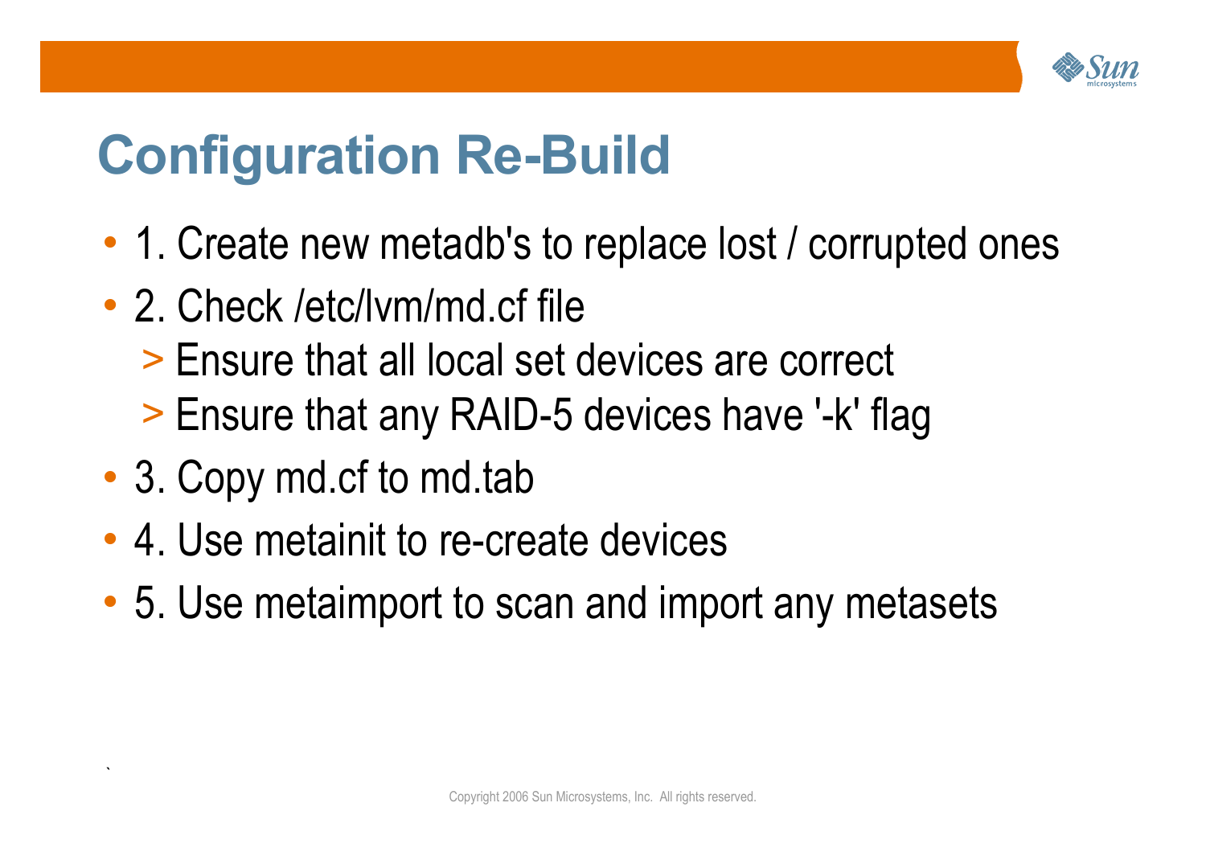# Configuration Re-Build

- 1. Create new metadb's to replace lost / corrupted ones
- 2. Check /etc/lvm/md.cf file
  - Ensure that all local set devices are correct
  - Ensure that any RAID-5 devices have '-k' flag
- 3. Copy md.cf to md.tab
- 4. Use metainit to re-create devices
- 5. Use metaimport to scan and import any metasets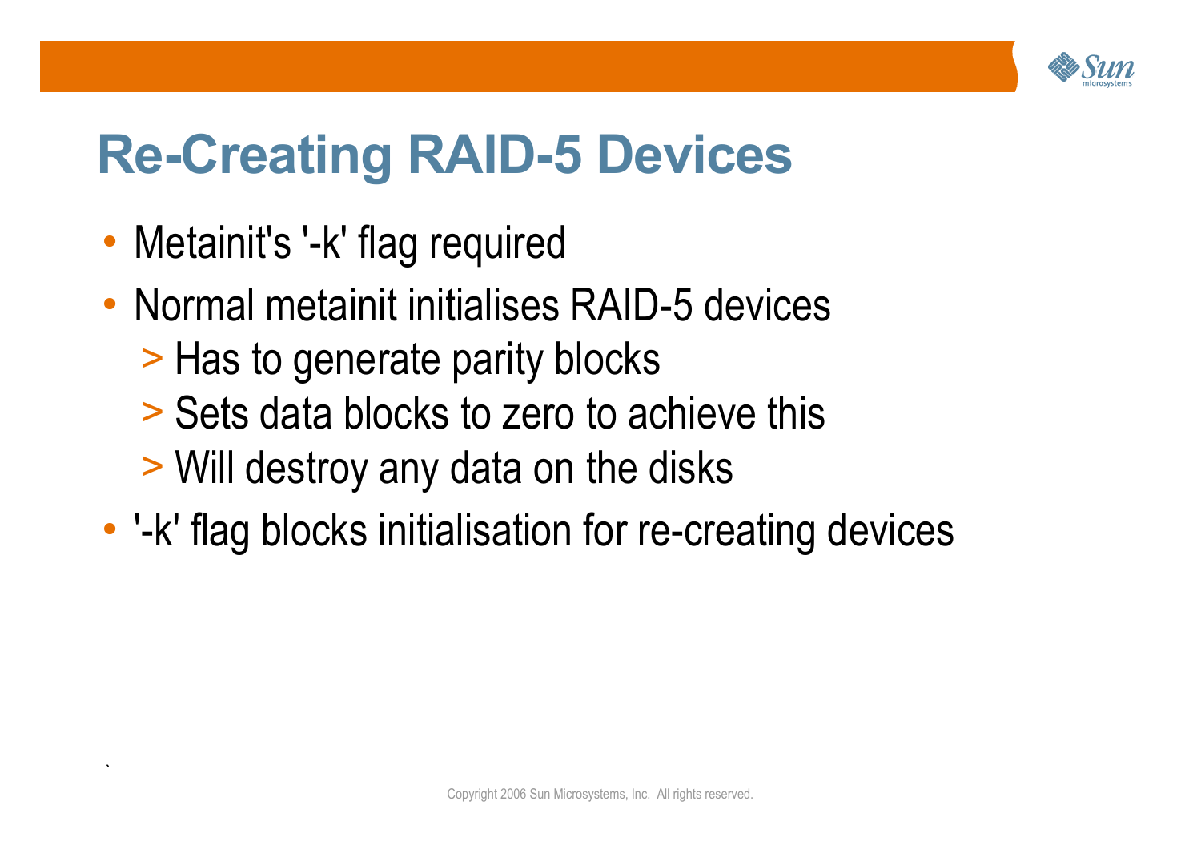# Re-Creating RAID-5 Devices

- Metainit's '-k' flag required
- Normal metainit initialises RAID-5 devices
  - Has to generate parity blocks
  - Sets data blocks to zero to achieve this
  - Will destroy any data on the disks
- '-k' flag blocks initialisation for re-creating devices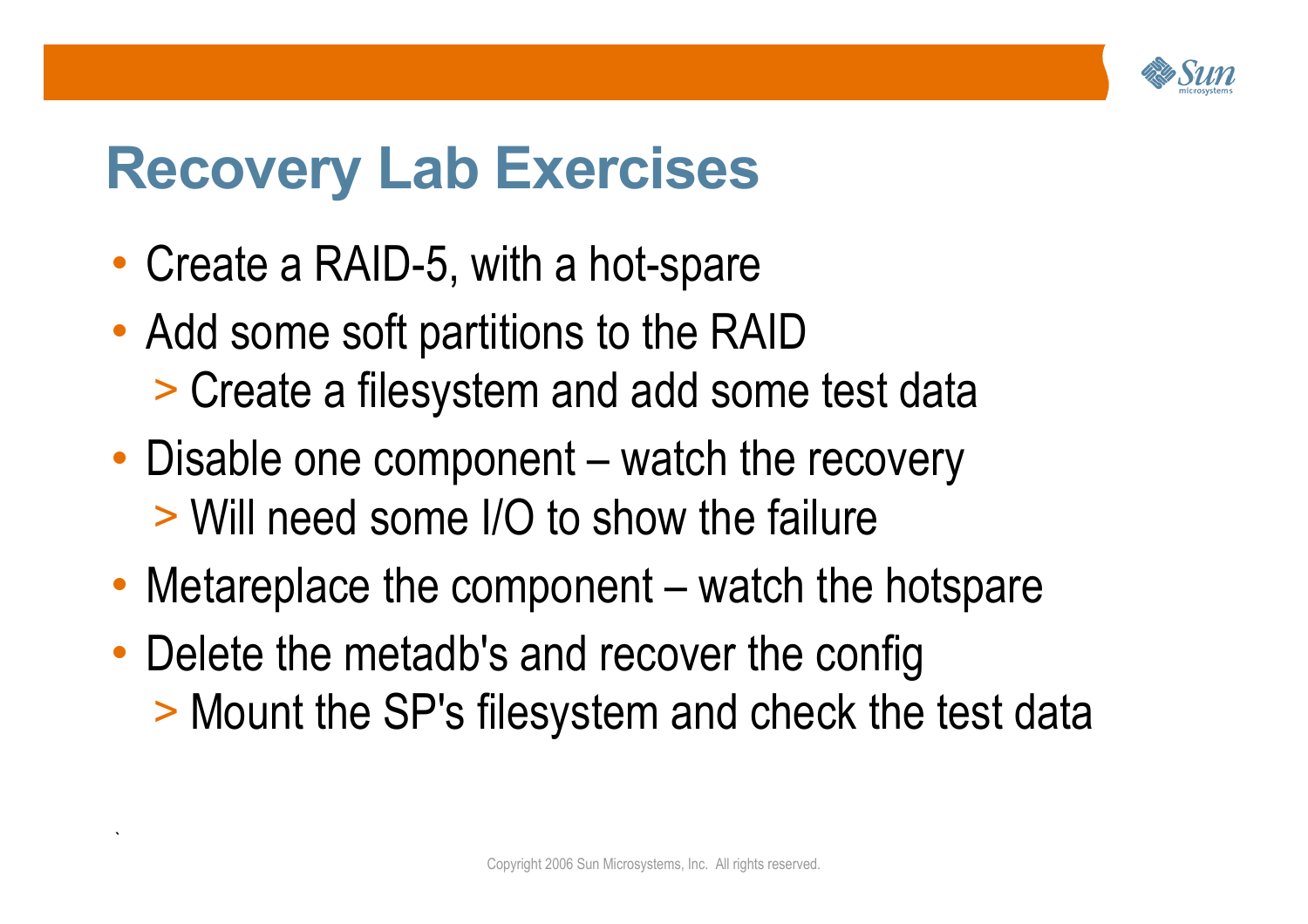# Recovery Lab Exercises

- Create a RAID-5, with a hot-spare
- Add some soft partitions to the RAID
  - > Create a filesystem and add some test data
- Disable one component – watch the recovery
  - > Will need some I/O to show the failure
- Metareplace the component – watch the hotspare
- Delete the metadb's and recover the config
  - > Mount the SP's filesystem and check the test data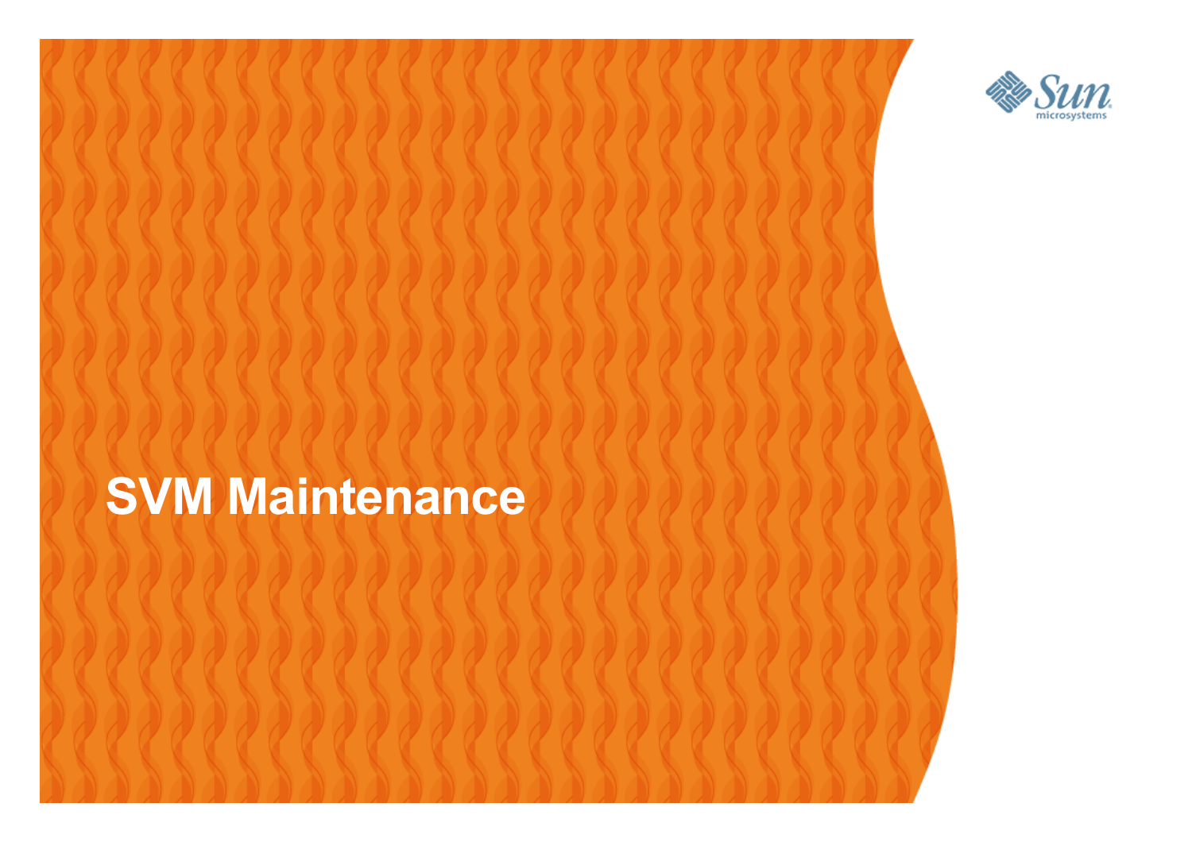# SVM Maintenance